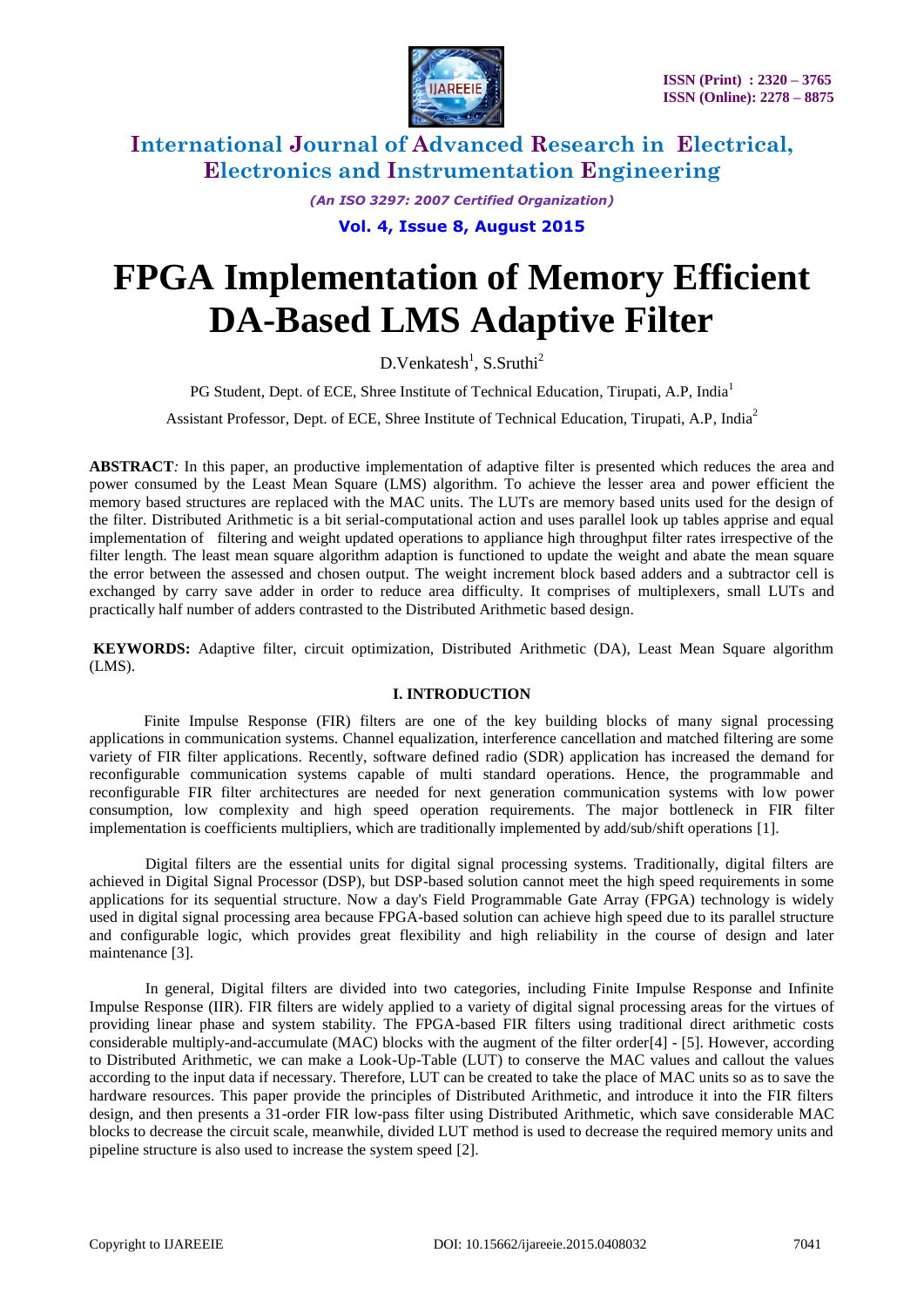# FPGA Implementation of Memory Efficient DA-Based LMS Adaptive Filter

D.Venkatesh[1], S.Sruthi[2]

PG Student, Dept. of ECE, Shree Institute of Technical Education, Tirupati, A.P, India[1]

Assistant Professor, Dept. of ECE, Shree Institute of Technical Education, Tirupati, A.P, India[2]

**ABSTRACT**: In this paper, an productive implementation of adaptive filter is presented which reduces the area and power consumed by the Least Mean Square (LMS) algorithm. To achieve the lesser area and power efficient the memory based structures are replaced with the MAC units. The LUTs are memory based units used for the design of the filter. Distributed Arithmetic is a bit serial-computational action and uses parallel look up tables apprise and equal implementation of filtering and weight updated operations to appliance high throughput filter rates irrespective of the filter length. The least mean square algorithm adaption is functioned to update the weight and abate the mean square the error between the assessed and chosen output. The weight increment block based adders and a subtractor cell is exchanged by carry save adder in order to reduce area difficulty. It comprises of multiplexers, small LUTs and practically half number of adders contrasted to the Distributed Arithmetic based design.

**KEYWORDS:** Adaptive filter, circuit optimization, Distributed Arithmetic (DA), Least Mean Square algorithm (LMS).

## I. INTRODUCTION

Finite Impulse Response (FIR) filters are one of the key building blocks of many signal processing applications in communication systems. Channel equalization, interference cancellation and matched filtering are some variety of FIR filter applications. Recently, software defined radio (SDR) application has increased the demand for reconfigurable communication systems capable of multi standard operations. Hence, the programmable and reconfigurable FIR filter architectures are needed for next generation communication systems with low power consumption, low complexity and high speed operation requirements. The major bottleneck in FIR filter implementation is coefficients multipliers, which are traditionally implemented by add/sub/shift operations [1].

Digital filters are the essential units for digital signal processing systems. Traditionally, digital filters are achieved in Digital Signal Processor (DSP), but DSP-based solution cannot meet the high speed requirements in some applications for its sequential structure. Now a day's Field Programmable Gate Array (FPGA) technology is widely used in digital signal processing area because FPGA-based solution can achieve high speed due to its parallel structure and configurable logic, which provides great flexibility and high reliability in the course of design and later maintenance [3].

In general, Digital filters are divided into two categories, including Finite Impulse Response and Infinite Impulse Response (IIR). FIR filters are widely applied to a variety of digital signal processing areas for the virtues of providing linear phase and system stability. The FPGA-based FIR filters using traditional direct arithmetic costs considerable multiply-and-accumulate (MAC) blocks with the augment of the filter order[4] - [5]. However, according to Distributed Arithmetic, we can make a Look-Up-Table (LUT) to conserve the MAC values and callout the values according to the input data if necessary. Therefore, LUT can be created to take the place of MAC units so as to save the hardware resources. This paper provide the principles of Distributed Arithmetic, and introduce it into the FIR filters design, and then presents a 31-order FIR low-pass filter using Distributed Arithmetic, which save considerable MAC blocks to decrease the circuit scale, meanwhile, divided LUT method is used to decrease the required memory units and pipeline structure is also used to increase the system speed [2].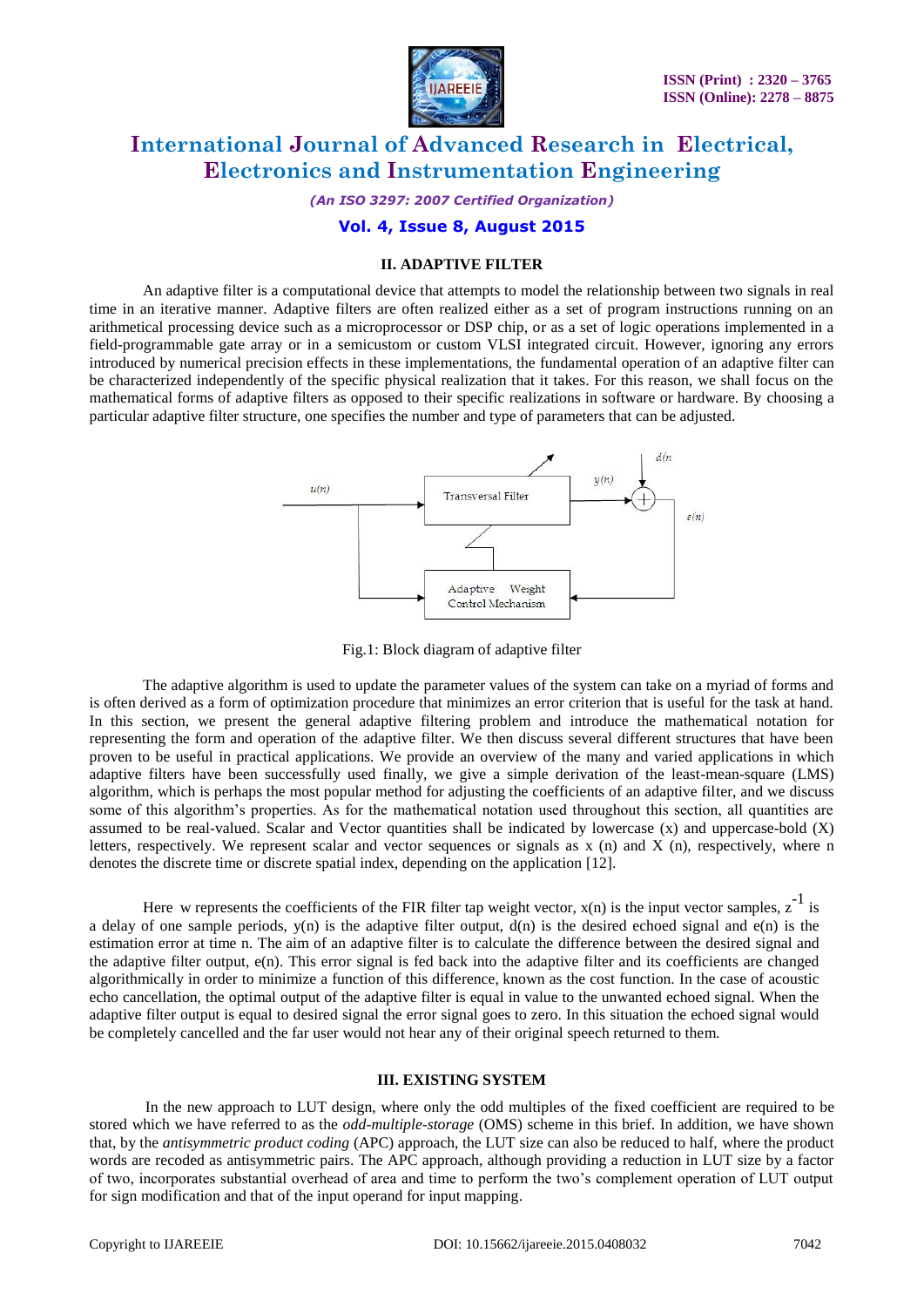## II. ADAPTIVE FILTER

An adaptive filter is a computational device that attempts to model the relationship between two signals in real time in an iterative manner. Adaptive filters are often realized either as a set of program instructions running on an arithmetical processing device such as a microprocessor or DSP chip, or as a set of logic operations implemented in a field-programmable gate array or in a semicustom or custom VLSI integrated circuit. However, ignoring any errors introduced by numerical precision effects in these implementations, the fundamental operation of an adaptive filter can be characterized independently of the specific physical realization that it takes. For this reason, we shall focus on the mathematical forms of adaptive filters as opposed to their specific realizations in software or hardware. By choosing a particular adaptive filter structure, one specifies the number and type of parameters that can be adjusted.

u(n)

Transversal Filter

y(n)

d(n

e(n)

Adaptive Weight Control Mechanism

Fig.1: Block diagram of adaptive filter

The adaptive algorithm is used to update the parameter values of the system can take on a myriad of forms and is often derived as a form of optimization procedure that minimizes an error criterion that is useful for the task at hand. In this section, we present the general adaptive filtering problem and introduce the mathematical notation for representing the form and operation of the adaptive filter. We then discuss several different structures that have been proven to be useful in practical applications. We provide an overview of the many and varied applications in which adaptive filters have been successfully used finally, we give a simple derivation of the least-mean-square (LMS) algorithm, which is perhaps the most popular method for adjusting the coefficients of an adaptive filter, and we discuss some of this algorithm's properties. As for the mathematical notation used throughout this section, all quantities are assumed to be real-valued. Scalar and Vector quantities shall be indicated by lowercase (x) and uppercase-bold (**X**) letters, respectively. We represent scalar and vector sequences or signals as x (n) and X (n), respectively, where n denotes the discrete time or discrete spatial index, depending on the application [12].

Here w represents the coefficients of the FIR filter tap weight vector, x(n) is the input vector samples, $z^{-1}$ is a delay of one sample periods, y(n) is the adaptive filter output, d(n) is the desired echoed signal and e(n) is the estimation error at time n. The aim of an adaptive filter is to calculate the difference between the desired signal and the adaptive filter output, e(n). This error signal is fed back into the adaptive filter and its coefficients are changed algorithmically in order to minimize a function of this difference, known as the cost function. In the case of acoustic echo cancellation, the optimal output of the adaptive filter is equal in value to the unwanted echoed signal. When the adaptive filter output is equal to desired signal the error signal goes to zero. In this situation the echoed signal would be completely cancelled and the far user would not hear any of their original speech returned to them.

## III. EXISTING SYSTEM

In the new approach to LUT design, where only the odd multiples of the fixed coefficient are required to be stored which we have referred to as the *odd-multiple-storage* (OMS) scheme in this brief. In addition, we have shown that, by the *antisymmetric product coding* (APC) approach, the LUT size can also be reduced to half, where the product words are recoded as antisymmetric pairs. The APC approach, although providing a reduction in LUT size by a factor of two, incorporates substantial overhead of area and time to perform the two's complement operation of LUT output for sign modification and that of the input operand for input mapping.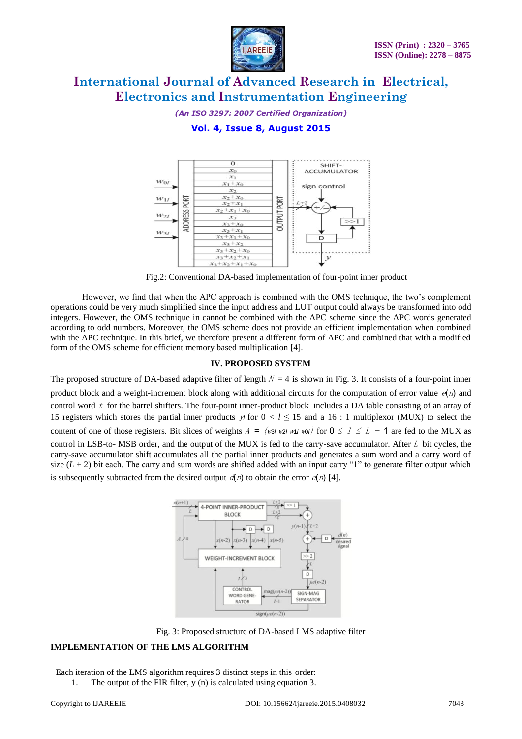Fig.2: Conventional DA-based implementation of four-point inner product

However, we find that when the APC approach is combined with the OMS technique, the two's complement operations could be very much simplified since the input address and LUT output could always be transformed into odd integers. However, the OMS technique in cannot be combined with the APC scheme since the APC words generated according to odd numbers. Moreover, the OMS scheme does not provide an efficient implementation when combined with the APC technique. In this brief, we therefore present a different form of APC and combined that with a modified form of the OMS scheme for efficient memory based multiplication [4].

## IV. PROPOSED SYSTEM

The proposed structure of DA-based adaptive filter of length $N = 4$ is shown in Fig. 3. It consists of a four-point inner product block and a weight-increment block along with additional circuits for the computation of error value $e(n)$ and control word $t$ for the barrel shifters. The four-point inner-product block includes a DA table consisting of an array of 15 registers which stores the partial inner products $y_l$ for $0 < l \leq 15$ and a 16 : 1 multiplexor (MUX) to select the content of one of those registers. Bit slices of weights $A = \{w_{3l}\ w_{2l}\ w_{1l}\ w_{0l}\}$ for $0 \leq l \leq L - 1$ are fed to the MUX as control in LSB-to- MSB order, and the output of the MUX is fed to the carry-save accumulator. After $L$ bit cycles, the carry-save accumulator shift accumulates all the partial inner products and generates a sum word and a carry word of size $(L + 2)$ bit each. The carry and sum words are shifted added with an input carry "1" to generate filter output which is subsequently subtracted from the desired output $d(n)$ to obtain the error $e(n)$ [4].

Fig. 3: Proposed structure of DA-based LMS adaptive filter

**IMPLEMENTATION OF THE LMS ALGORITHM**

Each iteration of the LMS algorithm requires 3 distinct steps in this order:

1. The output of the FIR filter, y (n) is calculated using equation 3.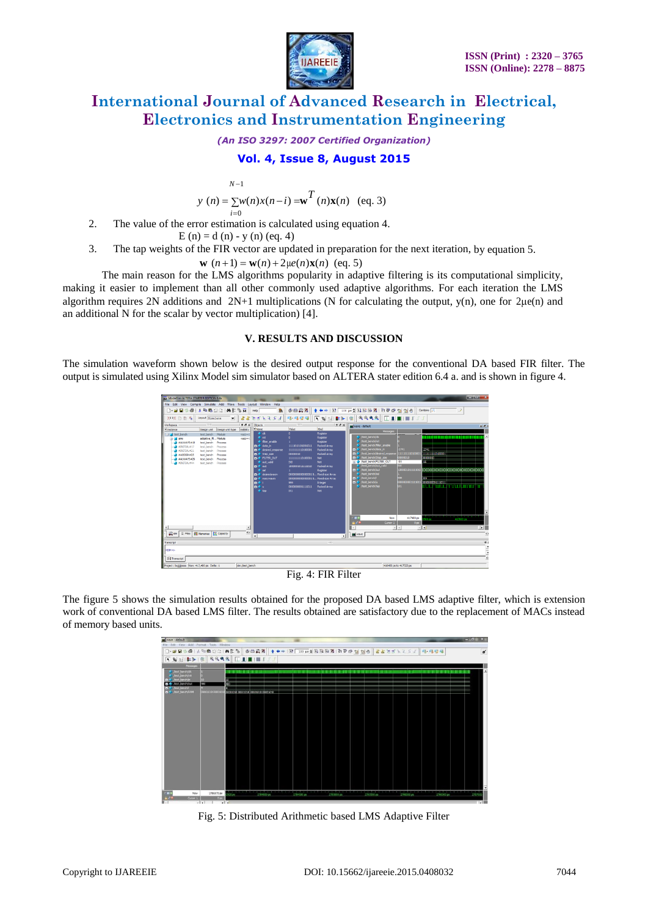$$y(n) = \sum_{i=0}^{N-1} w(n)x(n-i) = \mathbf{w}^T(n)\mathbf{x}(n) \quad \text{(eq. 3)}$$

2. The value of the error estimation is calculated using equation 4.

$$E(n) = d(n) - y(n) \quad \text{(eq. 4)}$$

3. The tap weights of the FIR vector are updated in preparation for the next iteration, by equation 5.

$$\mathbf{w}(n+1) = \mathbf{w}(n) + 2\mu e(n)\mathbf{x}(n) \quad \text{(eq. 5)}$$

The main reason for the LMS algorithms popularity in adaptive filtering is its computational simplicity, making it easier to implement than all other commonly used adaptive algorithms. For each iteration the LMS algorithm requires 2N additions and 2N+1 multiplications (N for calculating the output, y(n), one for $2\mu e(n)$ and an additional N for the scalar by vector multiplication) [4].

## V. RESULTS AND DISCUSSION

The simulation waveform shown below is the desired output response for the conventional DA based FIR filter. The output is simulated using Xilinx Model sim simulator based on ALTERA stater edition 6.4 a. and is shown in figure 4.

Fig. 4: FIR Filter

The figure 5 shows the simulation results obtained for the proposed DA based LMS adaptive filter, which is extension work of conventional DA based LMS filter. The results obtained are satisfactory due to the replacement of MACs instead of memory based units.

Fig. 5: Distributed Arithmetic based LMS Adaptive Filter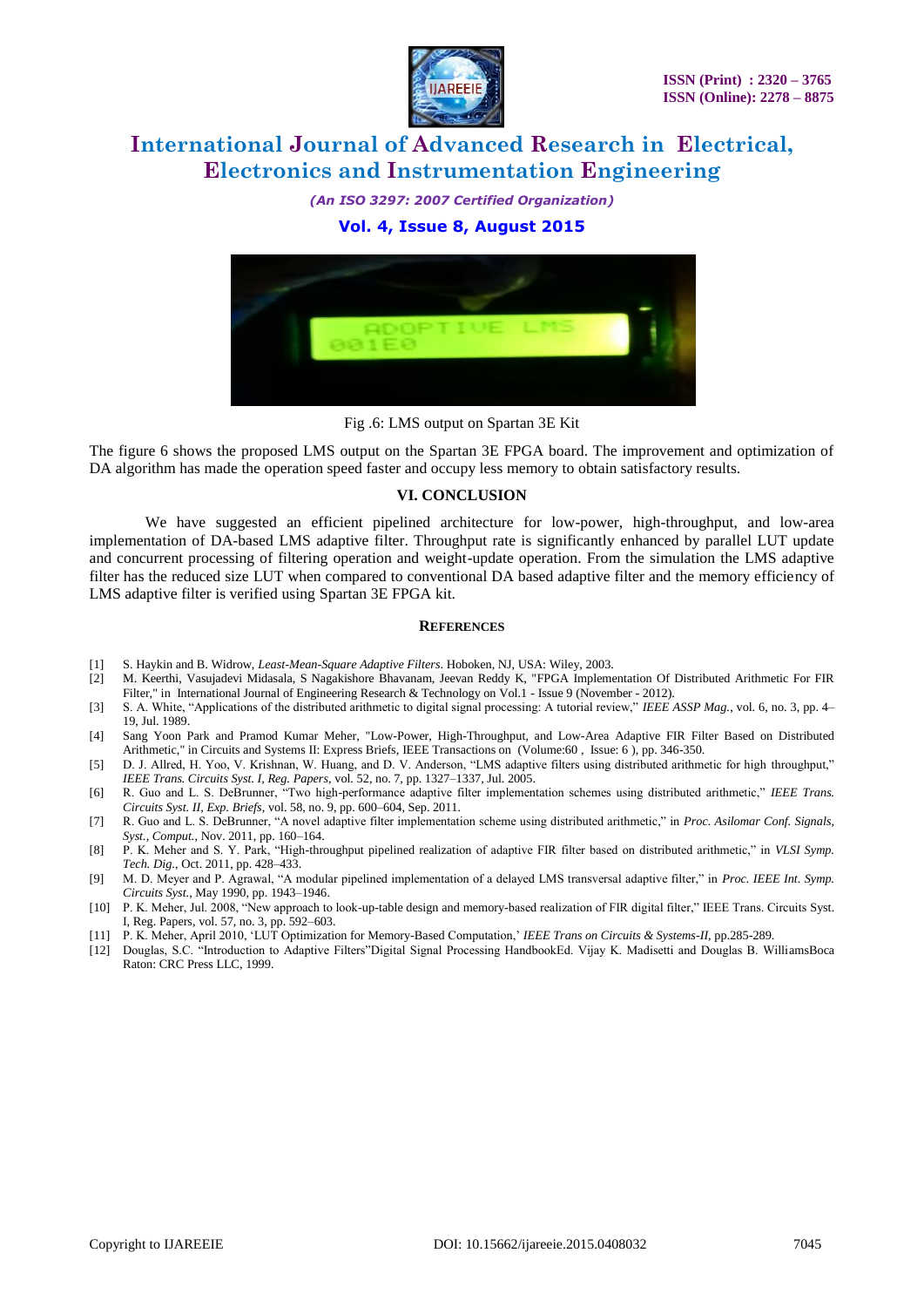Fig .6: LMS output on Spartan 3E Kit

The figure 6 shows the proposed LMS output on the Spartan 3E FPGA board. The improvement and optimization of DA algorithm has made the operation speed faster and occupy less memory to obtain satisfactory results.

## VI. CONCLUSION

We have suggested an efficient pipelined architecture for low-power, high-throughput, and low-area implementation of DA-based LMS adaptive filter. Throughput rate is significantly enhanced by parallel LUT update and concurrent processing of filtering operation and weight-update operation. From the simulation the LMS adaptive filter has the reduced size LUT when compared to conventional DA based adaptive filter and the memory efficiency of LMS adaptive filter is verified using Spartan 3E FPGA kit.

## REFERENCES

[1] S. Haykin and B. Widrow, *Least-Mean-Square Adaptive Filters*. Hoboken, NJ, USA: Wiley, 2003.

[2] M. Keerthi, Vasujadevi Midasala, S Nagakishore Bhavanam, Jeevan Reddy K, "FPGA Implementation Of Distributed Arithmetic For FIR Filter," in International Journal of Engineering Research & Technology on Vol.1 - Issue 9 (November - 2012).

[3] S. A. White, "Applications of the distributed arithmetic to digital signal processing: A tutorial review," *IEEE ASSP Mag.*, vol. 6, no. 3, pp. 4–19, Jul. 1989.

[4] Sang Yoon Park and Pramod Kumar Meher, "Low-Power, High-Throughput, and Low-Area Adaptive FIR Filter Based on Distributed Arithmetic," in Circuits and Systems II: Express Briefs, IEEE Transactions on (Volume:60 , Issue: 6 ), pp. 346-350.

[5] D. J. Allred, H. Yoo, V. Krishnan, W. Huang, and D. V. Anderson, "LMS adaptive filters using distributed arithmetic for high throughput," *IEEE Trans. Circuits Syst. I, Reg. Papers*, vol. 52, no. 7, pp. 1327–1337, Jul. 2005.

[6] R. Guo and L. S. DeBrunner, "Two high-performance adaptive filter implementation schemes using distributed arithmetic," *IEEE Trans. Circuits Syst. II, Exp. Briefs*, vol. 58, no. 9, pp. 600–604, Sep. 2011.

[7] R. Guo and L. S. DeBrunner, "A novel adaptive filter implementation scheme using distributed arithmetic," in *Proc. Asilomar Conf. Signals, Syst., Comput.*, Nov. 2011, pp. 160–164.

[8] P. K. Meher and S. Y. Park, "High-throughput pipelined realization of adaptive FIR filter based on distributed arithmetic," in *VLSI Symp. Tech. Dig.*, Oct. 2011, pp. 428–433.

[9] M. D. Meyer and P. Agrawal, "A modular pipelined implementation of a delayed LMS transversal adaptive filter," in *Proc. IEEE Int. Symp. Circuits Syst.*, May 1990, pp. 1943–1946.

[10] P. K. Meher, Jul. 2008, "New approach to look-up-table design and memory-based realization of FIR digital filter," IEEE Trans. Circuits Syst. I, Reg. Papers, vol. 57, no. 3, pp. 592–603.

[11] P. K. Meher, April 2010, 'LUT Optimization for Memory-Based Computation,' *IEEE Trans on Circuits & Systems-II*, pp.285-289.

[12] Douglas, S.C. "Introduction to Adaptive Filters"Digital Signal Processing HandbookEd. Vijay K. Madisetti and Douglas B. WilliamsBoca Raton: CRC Press LLC, 1999.